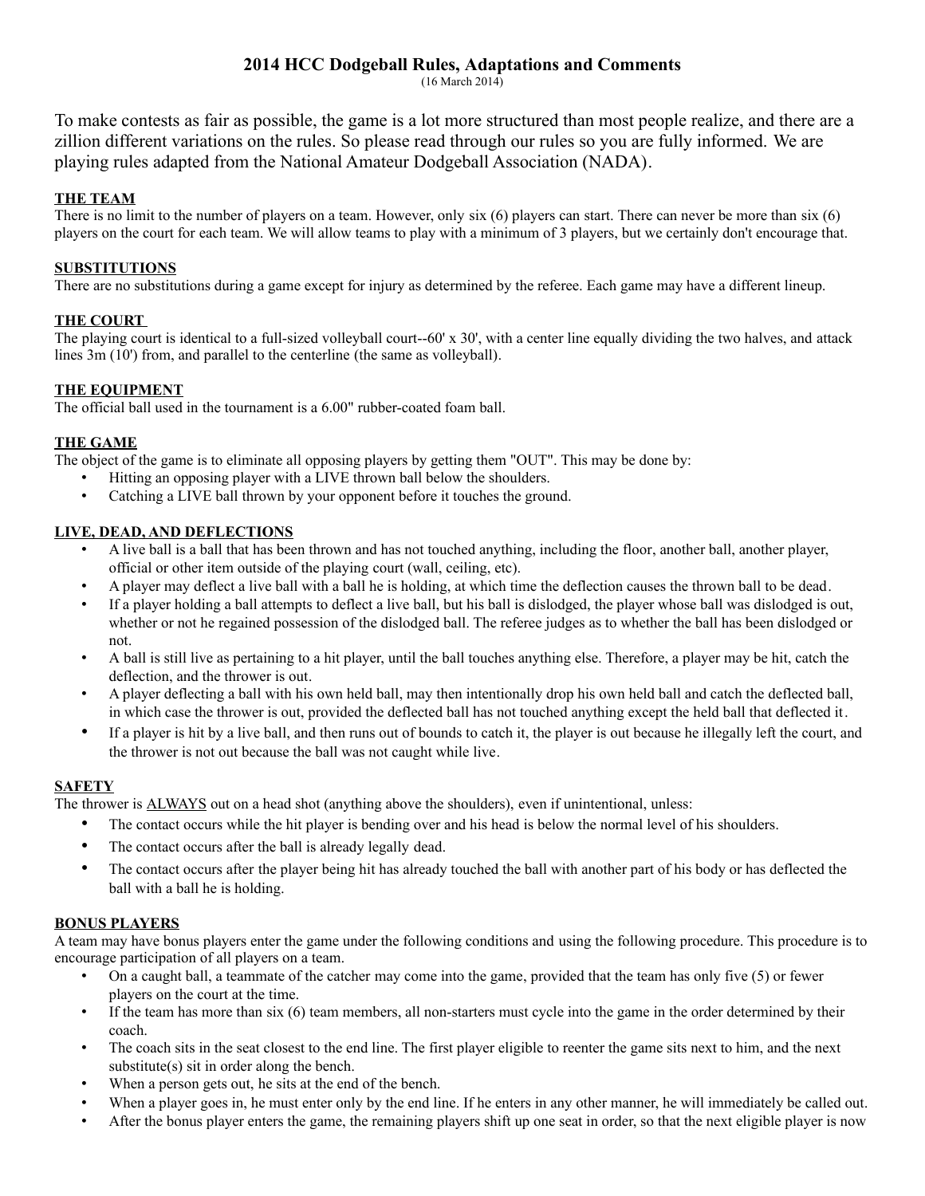# 2014 HCC Dodgeball Rules, Adaptations and Comments

(16 March 2014)

To make contests as fair as possible, the game is a lot more structured than most people realize, and there are a zillion different variations on the rules. So please read through our rules so you are fully informed. We are playing rules adapted from the National Amateur Dodgeball Association (NADA).

## THE TEAM

There is no limit to the number of players on a team. However, only six (6) players can start. There can never be more than six (6) players on the court for each team. We will allow teams to play with a minimum of 3 players, but we certainly don't encourage that.

## SUBSTITUTIONS

There are no substitutions during a game except for injury as determined by the referee. Each game may have a different lineup.

## THE COURT

The playing court is identical to a full-sized volleyball court--60' x 30', with a center line equally dividing the two halves, and attack lines 3m (10') from, and parallel to the centerline (the same as volleyball).

## THE EQUIPMENT

The official ball used in the tournament is a 6.00" rubber-coated foam ball.

## THE GAME

The object of the game is to eliminate all opposing players by getting them "OUT". This may be done by:

- Hitting an opposing player with a LIVE thrown ball below the shoulders.
- Catching a LIVE ball thrown by your opponent before it touches the ground.

## LIVE, DEAD, AND DEFLECTIONS

- A live ball is a ball that has been thrown and has not touched anything, including the floor, another ball, another player, official or other item outside of the playing court (wall, ceiling, etc).
- A player may deflect a live ball with a ball he is holding, at which time the deflection causes the thrown ball to be dead.
- If a player holding a ball attempts to deflect a live ball, but his ball is dislodged, the player whose ball was dislodged is out, whether or not he regained possession of the dislodged ball. The referee judges as to whether the ball has been dislodged or not.
- A ball is still live as pertaining to a hit player, until the ball touches anything else. Therefore, a player may be hit, catch the deflection, and the thrower is out.
- A player deflecting a ball with his own held ball, may then intentionally drop his own held ball and catch the deflected ball, in which case the thrower is out, provided the deflected ball has not touched anything except the held ball that deflected it.
- If a player is hit by a live ball, and then runs out of bounds to catch it, the player is out because he illegally left the court, and the thrower is not out because the ball was not caught while live.

## SAFETY

The thrower is ALWAYS out on a head shot (anything above the shoulders), even if unintentional, unless:

- The contact occurs while the hit player is bending over and his head is below the normal level of his shoulders.
- The contact occurs after the ball is already legally dead.
- The contact occurs after the player being hit has already touched the ball with another part of his body or has deflected the ball with a ball he is holding.

## BONUS PLAYERS

A team may have bonus players enter the game under the following conditions and using the following procedure. This procedure is to encourage participation of all players on a team.

- On a caught ball, a teammate of the catcher may come into the game, provided that the team has only five (5) or fewer players on the court at the time.
- If the team has more than six (6) team members, all non-starters must cycle into the game in the order determined by their coach.
- The coach sits in the seat closest to the end line. The first player eligible to reenter the game sits next to him, and the next substitute(s) sit in order along the bench.
- When a person gets out, he sits at the end of the bench.
- When a player goes in, he must enter only by the end line. If he enters in any other manner, he will immediately be called out.
- After the bonus player enters the game, the remaining players shift up one seat in order, so that the next eligible player is now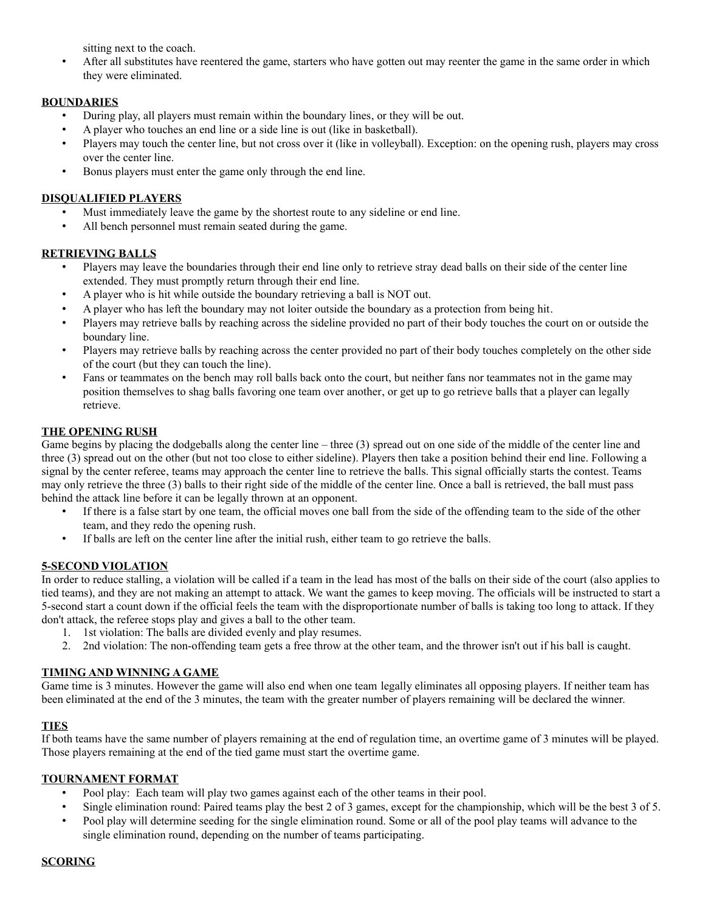sitting next to the coach.

- After all substitutes have reentered the game, starters who have gotten out may reenter the game in the same order in which they were eliminated.

**BOUNDARIES**

- During play, all players must remain within the boundary lines, or they will be out.
- A player who touches an end line or a side line is out (like in basketball).
- Players may touch the center line, but not cross over it (like in volleyball). Exception: on the opening rush, players may cross over the center line.
- Bonus players must enter the game only through the end line.

**DISQUALIFIED PLAYERS**

- Must immediately leave the game by the shortest route to any sideline or end line.
- All bench personnel must remain seated during the game.

**RETRIEVING BALLS**

- Players may leave the boundaries through their end line only to retrieve stray dead balls on their side of the center line extended. They must promptly return through their end line.
- A player who is hit while outside the boundary retrieving a ball is NOT out.
- A player who has left the boundary may not loiter outside the boundary as a protection from being hit.
- Players may retrieve balls by reaching across the sideline provided no part of their body touches the court on or outside the boundary line.
- Players may retrieve balls by reaching across the center provided no part of their body touches completely on the other side of the court (but they can touch the line).
- Fans or teammates on the bench may roll balls back onto the court, but neither fans nor teammates not in the game may position themselves to shag balls favoring one team over another, or get up to go retrieve balls that a player can legally retrieve.

**THE OPENING RUSH**

Game begins by placing the dodgeballs along the center line – three (3) spread out on one side of the middle of the center line and three (3) spread out on the other (but not too close to either sideline). Players then take a position behind their end line. Following a signal by the center referee, teams may approach the center line to retrieve the balls. This signal officially starts the contest. Teams may only retrieve the three (3) balls to their right side of the middle of the center line. Once a ball is retrieved, the ball must pass behind the attack line before it can be legally thrown at an opponent.

- If there is a false start by one team, the official moves one ball from the side of the offending team to the side of the other team, and they redo the opening rush.
- If balls are left on the center line after the initial rush, either team to go retrieve the balls.

**5-SECOND VIOLATION**

In order to reduce stalling, a violation will be called if a team in the lead has most of the balls on their side of the court (also applies to tied teams), and they are not making an attempt to attack. We want the games to keep moving. The officials will be instructed to start a 5-second start a count down if the official feels the team with the disproportionate number of balls is taking too long to attack. If they don't attack, the referee stops play and gives a ball to the other team.

1. 1st violation: The balls are divided evenly and play resumes.
2. 2nd violation: The non-offending team gets a free throw at the other team, and the thrower isn't out if his ball is caught.

**TIMING AND WINNING A GAME**

Game time is 3 minutes. However the game will also end when one team legally eliminates all opposing players. If neither team has been eliminated at the end of the 3 minutes, the team with the greater number of players remaining will be declared the winner.

**TIES**

If both teams have the same number of players remaining at the end of regulation time, an overtime game of 3 minutes will be played. Those players remaining at the end of the tied game must start the overtime game.

**TOURNAMENT FORMAT**

- Pool play: Each team will play two games against each of the other teams in their pool.
- Single elimination round: Paired teams play the best 2 of 3 games, except for the championship, which will be the best 3 of 5.
- Pool play will determine seeding for the single elimination round. Some or all of the pool play teams will advance to the single elimination round, depending on the number of teams participating.

**SCORING**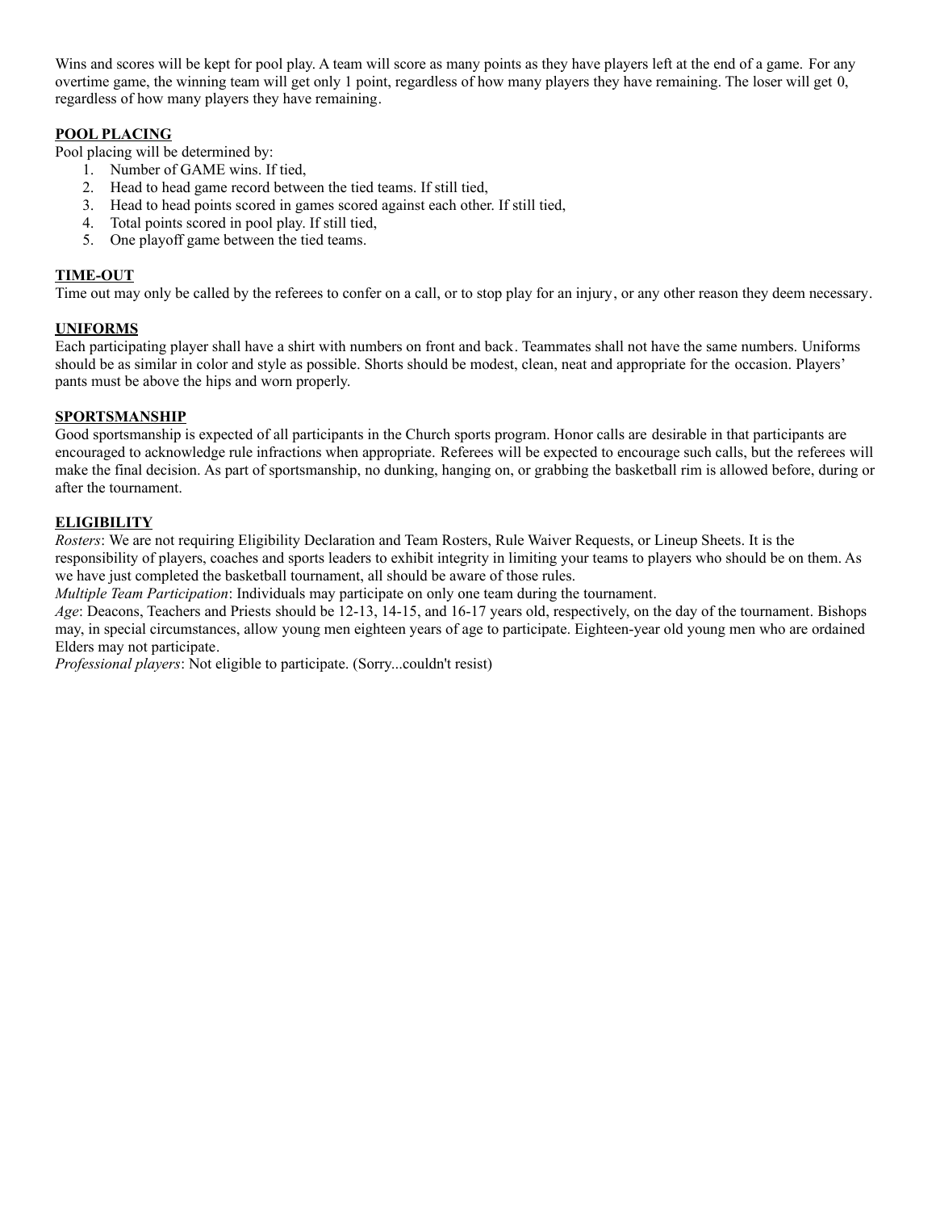Wins and scores will be kept for pool play. A team will score as many points as they have players left at the end of a game. For any overtime game, the winning team will get only 1 point, regardless of how many players they have remaining. The loser will get 0, regardless of how many players they have remaining.

## POOL PLACING

Pool placing will be determined by:

1. Number of GAME wins. If tied,
2. Head to head game record between the tied teams. If still tied,
3. Head to head points scored in games scored against each other. If still tied,
4. Total points scored in pool play. If still tied,
5. One playoff game between the tied teams.

## TIME-OUT

Time out may only be called by the referees to confer on a call, or to stop play for an injury, or any other reason they deem necessary.

## UNIFORMS

Each participating player shall have a shirt with numbers on front and back. Teammates shall not have the same numbers. Uniforms should be as similar in color and style as possible. Shorts should be modest, clean, neat and appropriate for the occasion. Players' pants must be above the hips and worn properly.

## SPORTSMANSHIP

Good sportsmanship is expected of all participants in the Church sports program. Honor calls are desirable in that participants are encouraged to acknowledge rule infractions when appropriate. Referees will be expected to encourage such calls, but the referees will make the final decision. As part of sportsmanship, no dunking, hanging on, or grabbing the basketball rim is allowed before, during or after the tournament.

## ELIGIBILITY

*Rosters*: We are not requiring Eligibility Declaration and Team Rosters, Rule Waiver Requests, or Lineup Sheets. It is the responsibility of players, coaches and sports leaders to exhibit integrity in limiting your teams to players who should be on them. As we have just completed the basketball tournament, all should be aware of those rules.

*Multiple Team Participation*: Individuals may participate on only one team during the tournament.

*Age*: Deacons, Teachers and Priests should be 12-13, 14-15, and 16-17 years old, respectively, on the day of the tournament. Bishops may, in special circumstances, allow young men eighteen years of age to participate. Eighteen-year old young men who are ordained Elders may not participate.

*Professional players*: Not eligible to participate. (Sorry...couldn't resist)